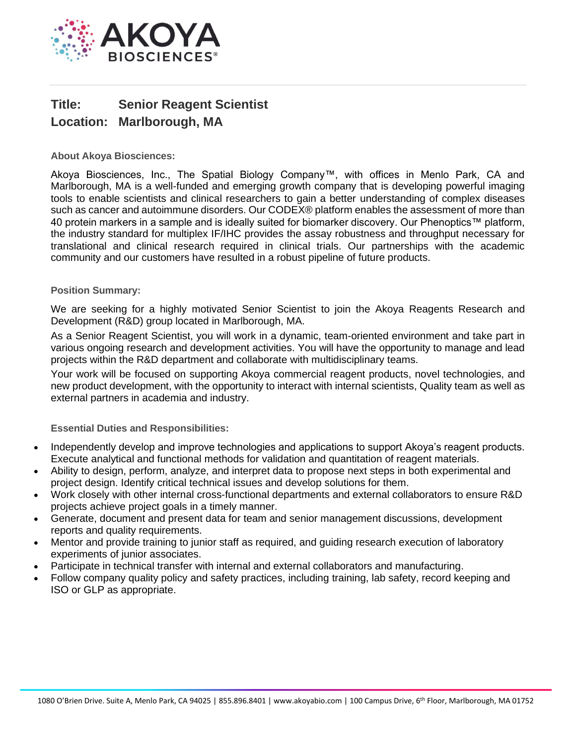# Title: Senior Reagent Scientist
# Location: Marlborough, MA

### About Akoya Biosciences:

Akoya Biosciences, Inc., The Spatial Biology Company™, with offices in Menlo Park, CA and Marlborough, MA is a well-funded and emerging growth company that is developing powerful imaging tools to enable scientists and clinical researchers to gain a better understanding of complex diseases such as cancer and autoimmune disorders. Our CODEX® platform enables the assessment of more than 40 protein markers in a sample and is ideally suited for biomarker discovery. Our Phenoptics™ platform, the industry standard for multiplex IF/IHC provides the assay robustness and throughput necessary for translational and clinical research required in clinical trials. Our partnerships with the academic community and our customers have resulted in a robust pipeline of future products.

### Position Summary:

We are seeking for a highly motivated Senior Scientist to join the Akoya Reagents Research and Development (R&D) group located in Marlborough, MA.

As a Senior Reagent Scientist, you will work in a dynamic, team-oriented environment and take part in various ongoing research and development activities. You will have the opportunity to manage and lead projects within the R&D department and collaborate with multidisciplinary teams.

Your work will be focused on supporting Akoya commercial reagent products, novel technologies, and new product development, with the opportunity to interact with internal scientists, Quality team as well as external partners in academia and industry.

### Essential Duties and Responsibilities:

- Independently develop and improve technologies and applications to support Akoya's reagent products. Execute analytical and functional methods for validation and quantitation of reagent materials.
- Ability to design, perform, analyze, and interpret data to propose next steps in both experimental and project design. Identify critical technical issues and develop solutions for them.
- Work closely with other internal cross-functional departments and external collaborators to ensure R&D projects achieve project goals in a timely manner.
- Generate, document and present data for team and senior management discussions, development reports and quality requirements.
- Mentor and provide training to junior staff as required, and guiding research execution of laboratory experiments of junior associates.
- Participate in technical transfer with internal and external collaborators and manufacturing.
- Follow company quality policy and safety practices, including training, lab safety, record keeping and ISO or GLP as appropriate.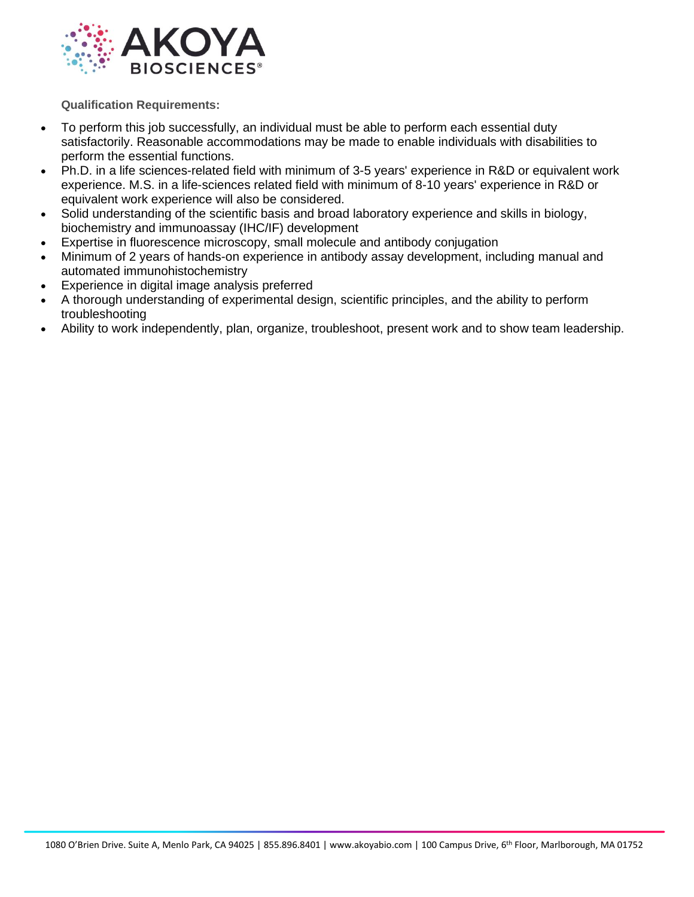**Qualification Requirements:**

- To perform this job successfully, an individual must be able to perform each essential duty satisfactorily. Reasonable accommodations may be made to enable individuals with disabilities to perform the essential functions.
- Ph.D. in a life sciences-related field with minimum of 3-5 years' experience in R&D or equivalent work experience. M.S. in a life-sciences related field with minimum of 8-10 years' experience in R&D or equivalent work experience will also be considered.
- Solid understanding of the scientific basis and broad laboratory experience and skills in biology, biochemistry and immunoassay (IHC/IF) development
- Expertise in fluorescence microscopy, small molecule and antibody conjugation
- Minimum of 2 years of hands-on experience in antibody assay development, including manual and automated immunohistochemistry
- Experience in digital image analysis preferred
- A thorough understanding of experimental design, scientific principles, and the ability to perform troubleshooting
- Ability to work independently, plan, organize, troubleshoot, present work and to show team leadership.